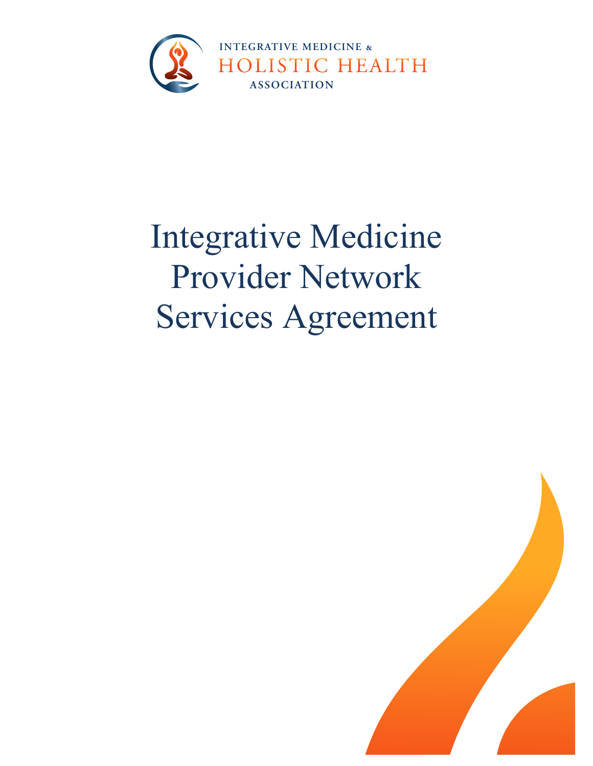INTEGRATIVE MEDICINE &
HOLISTIC HEALTH
ASSOCIATION

# Integrative Medicine Provider Network Services Agreement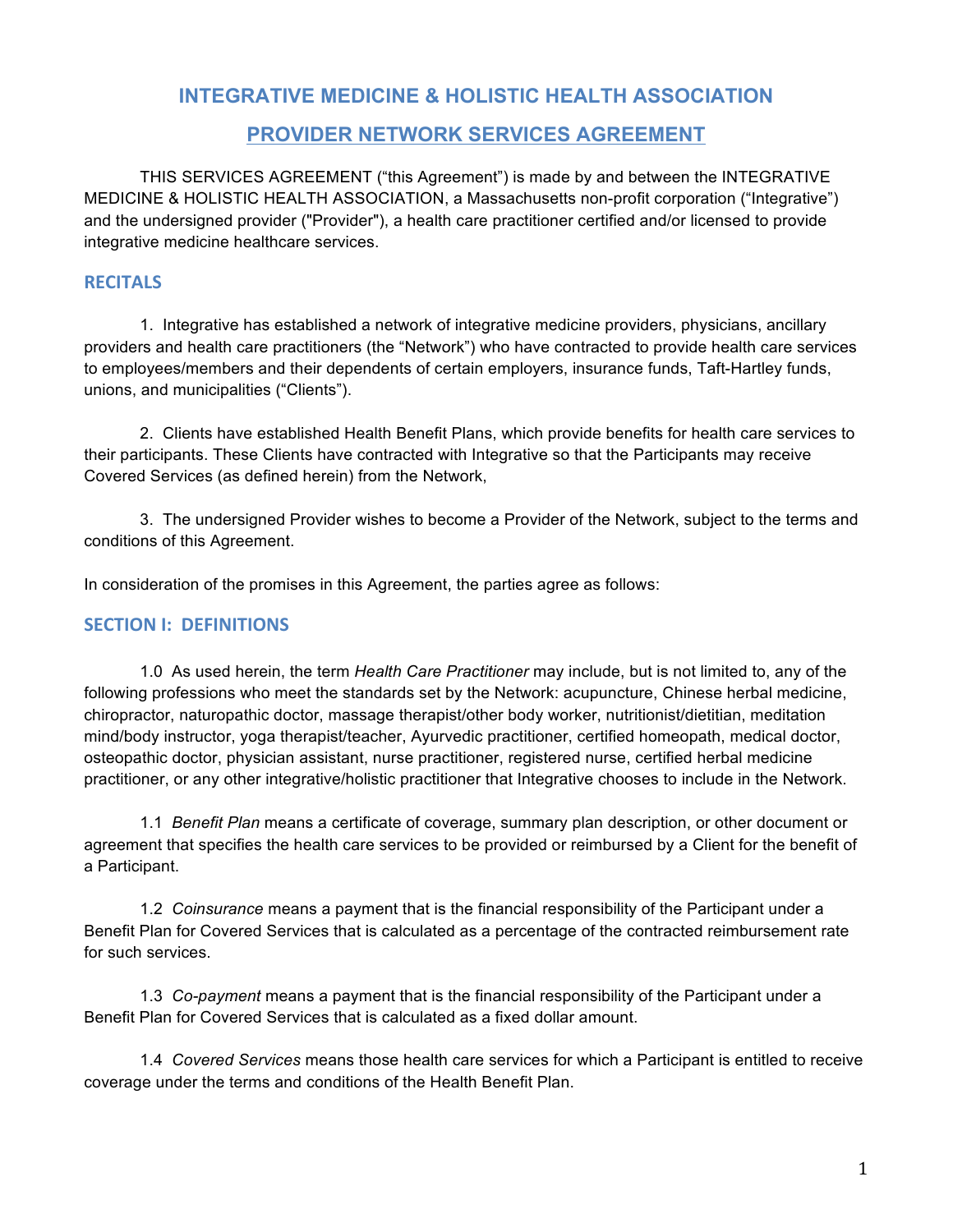# INTEGRATIVE MEDICINE & HOLISTIC HEALTH ASSOCIATION

## PROVIDER NETWORK SERVICES AGREEMENT

THIS SERVICES AGREEMENT ("this Agreement") is made by and between the INTEGRATIVE MEDICINE & HOLISTIC HEALTH ASSOCIATION, a Massachusetts non-profit corporation ("Integrative") and the undersigned provider ("Provider"), a health care practitioner certified and/or licensed to provide integrative medicine healthcare services.

### RECITALS

1. Integrative has established a network of integrative medicine providers, physicians, ancillary providers and health care practitioners (the "Network") who have contracted to provide health care services to employees/members and their dependents of certain employers, insurance funds, Taft-Hartley funds, unions, and municipalities ("Clients").

2. Clients have established Health Benefit Plans, which provide benefits for health care services to their participants. These Clients have contracted with Integrative so that the Participants may receive Covered Services (as defined herein) from the Network,

3. The undersigned Provider wishes to become a Provider of the Network, subject to the terms and conditions of this Agreement.

In consideration of the promises in this Agreement, the parties agree as follows:

### SECTION I: DEFINITIONS

1.0 As used herein, the term *Health Care Practitioner* may include, but is not limited to, any of the following professions who meet the standards set by the Network: acupuncture, Chinese herbal medicine, chiropractor, naturopathic doctor, massage therapist/other body worker, nutritionist/dietitian, meditation mind/body instructor, yoga therapist/teacher, Ayurvedic practitioner, certified homeopath, medical doctor, osteopathic doctor, physician assistant, nurse practitioner, registered nurse, certified herbal medicine practitioner, or any other integrative/holistic practitioner that Integrative chooses to include in the Network.

1.1 *Benefit Plan* means a certificate of coverage, summary plan description, or other document or agreement that specifies the health care services to be provided or reimbursed by a Client for the benefit of a Participant.

1.2 *Coinsurance* means a payment that is the financial responsibility of the Participant under a Benefit Plan for Covered Services that is calculated as a percentage of the contracted reimbursement rate for such services.

1.3 *Co-payment* means a payment that is the financial responsibility of the Participant under a Benefit Plan for Covered Services that is calculated as a fixed dollar amount.

1.4 *Covered Services* means those health care services for which a Participant is entitled to receive coverage under the terms and conditions of the Health Benefit Plan.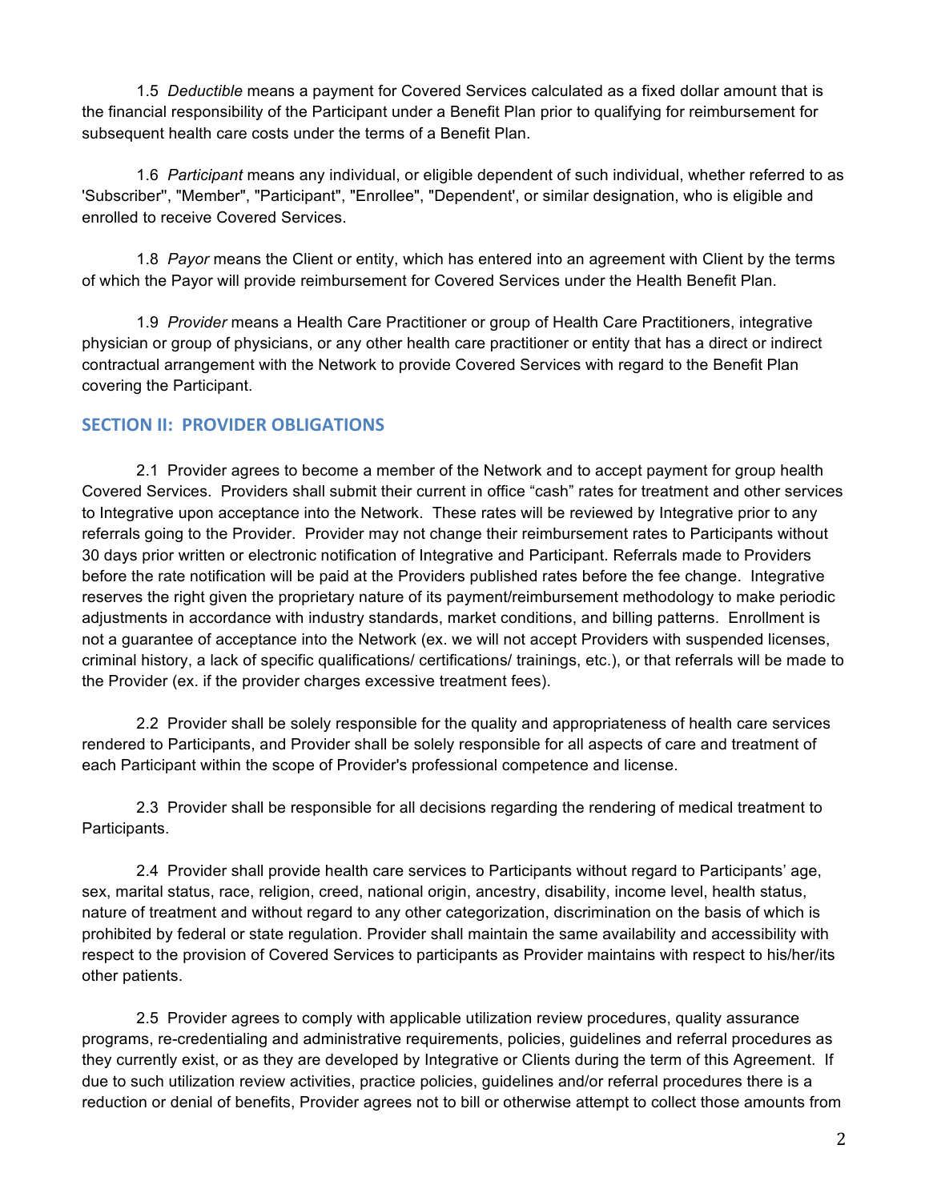1.5 *Deductible* means a payment for Covered Services calculated as a fixed dollar amount that is the financial responsibility of the Participant under a Benefit Plan prior to qualifying for reimbursement for subsequent health care costs under the terms of a Benefit Plan.

1.6 *Participant* means any individual, or eligible dependent of such individual, whether referred to as 'Subscriber'', "Member", "Participant", "Enrollee", "Dependent', or similar designation, who is eligible and enrolled to receive Covered Services.

1.8 *Payor* means the Client or entity, which has entered into an agreement with Client by the terms of which the Payor will provide reimbursement for Covered Services under the Health Benefit Plan.

1.9 *Provider* means a Health Care Practitioner or group of Health Care Practitioners, integrative physician or group of physicians, or any other health care practitioner or entity that has a direct or indirect contractual arrangement with the Network to provide Covered Services with regard to the Benefit Plan covering the Participant.

## SECTION II: PROVIDER OBLIGATIONS

2.1 Provider agrees to become a member of the Network and to accept payment for group health Covered Services. Providers shall submit their current in office "cash" rates for treatment and other services to Integrative upon acceptance into the Network. These rates will be reviewed by Integrative prior to any referrals going to the Provider. Provider may not change their reimbursement rates to Participants without 30 days prior written or electronic notification of Integrative and Participant. Referrals made to Providers before the rate notification will be paid at the Providers published rates before the fee change. Integrative reserves the right given the proprietary nature of its payment/reimbursement methodology to make periodic adjustments in accordance with industry standards, market conditions, and billing patterns. Enrollment is not a guarantee of acceptance into the Network (ex. we will not accept Providers with suspended licenses, criminal history, a lack of specific qualifications/ certifications/ trainings, etc.), or that referrals will be made to the Provider (ex. if the provider charges excessive treatment fees).

2.2 Provider shall be solely responsible for the quality and appropriateness of health care services rendered to Participants, and Provider shall be solely responsible for all aspects of care and treatment of each Participant within the scope of Provider's professional competence and license.

2.3 Provider shall be responsible for all decisions regarding the rendering of medical treatment to Participants.

2.4 Provider shall provide health care services to Participants without regard to Participants' age, sex, marital status, race, religion, creed, national origin, ancestry, disability, income level, health status, nature of treatment and without regard to any other categorization, discrimination on the basis of which is prohibited by federal or state regulation. Provider shall maintain the same availability and accessibility with respect to the provision of Covered Services to participants as Provider maintains with respect to his/her/its other patients.

2.5 Provider agrees to comply with applicable utilization review procedures, quality assurance programs, re-credentialing and administrative requirements, policies, guidelines and referral procedures as they currently exist, or as they are developed by Integrative or Clients during the term of this Agreement. If due to such utilization review activities, practice policies, guidelines and/or referral procedures there is a reduction or denial of benefits, Provider agrees not to bill or otherwise attempt to collect those amounts from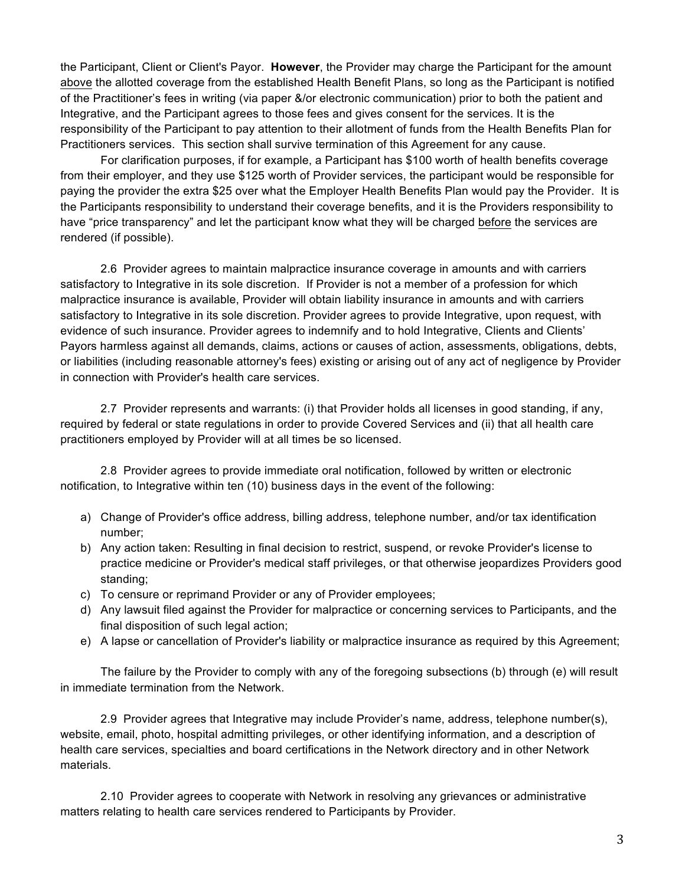the Participant, Client or Client's Payor. **However**, the Provider may charge the Participant for the amount above the allotted coverage from the established Health Benefit Plans, so long as the Participant is notified of the Practitioner's fees in writing (via paper &/or electronic communication) prior to both the patient and Integrative, and the Participant agrees to those fees and gives consent for the services. It is the responsibility of the Participant to pay attention to their allotment of funds from the Health Benefits Plan for Practitioners services. This section shall survive termination of this Agreement for any cause.

For clarification purposes, if for example, a Participant has $100 worth of health benefits coverage from their employer, and they use $125 worth of Provider services, the participant would be responsible for paying the provider the extra $25 over what the Employer Health Benefits Plan would pay the Provider. It is the Participants responsibility to understand their coverage benefits, and it is the Providers responsibility to have "price transparency" and let the participant know what they will be charged before the services are rendered (if possible).

2.6 Provider agrees to maintain malpractice insurance coverage in amounts and with carriers satisfactory to Integrative in its sole discretion. If Provider is not a member of a profession for which malpractice insurance is available, Provider will obtain liability insurance in amounts and with carriers satisfactory to Integrative in its sole discretion. Provider agrees to provide Integrative, upon request, with evidence of such insurance. Provider agrees to indemnify and to hold Integrative, Clients and Clients' Payors harmless against all demands, claims, actions or causes of action, assessments, obligations, debts, or liabilities (including reasonable attorney's fees) existing or arising out of any act of negligence by Provider in connection with Provider's health care services.

2.7 Provider represents and warrants: (i) that Provider holds all licenses in good standing, if any, required by federal or state regulations in order to provide Covered Services and (ii) that all health care practitioners employed by Provider will at all times be so licensed.

2.8 Provider agrees to provide immediate oral notification, followed by written or electronic notification, to Integrative within ten (10) business days in the event of the following:

a) Change of Provider's office address, billing address, telephone number, and/or tax identification number;
b) Any action taken: Resulting in final decision to restrict, suspend, or revoke Provider's license to practice medicine or Provider's medical staff privileges, or that otherwise jeopardizes Providers good standing;
c) To censure or reprimand Provider or any of Provider employees;
d) Any lawsuit filed against the Provider for malpractice or concerning services to Participants, and the final disposition of such legal action;
e) A lapse or cancellation of Provider's liability or malpractice insurance as required by this Agreement;

The failure by the Provider to comply with any of the foregoing subsections (b) through (e) will result in immediate termination from the Network.

2.9 Provider agrees that Integrative may include Provider's name, address, telephone number(s), website, email, photo, hospital admitting privileges, or other identifying information, and a description of health care services, specialties and board certifications in the Network directory and in other Network materials.

2.10 Provider agrees to cooperate with Network in resolving any grievances or administrative matters relating to health care services rendered to Participants by Provider.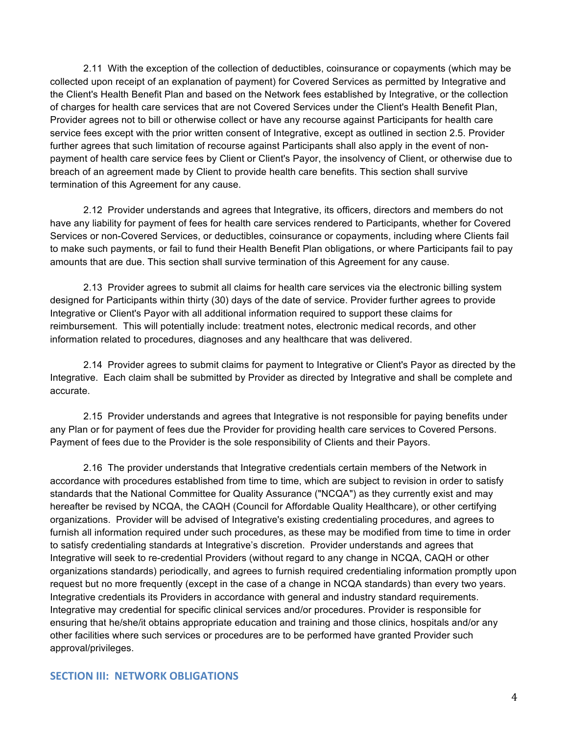2.11 With the exception of the collection of deductibles, coinsurance or copayments (which may be collected upon receipt of an explanation of payment) for Covered Services as permitted by Integrative and the Client's Health Benefit Plan and based on the Network fees established by Integrative, or the collection of charges for health care services that are not Covered Services under the Client's Health Benefit Plan, Provider agrees not to bill or otherwise collect or have any recourse against Participants for health care service fees except with the prior written consent of Integrative, except as outlined in section 2.5. Provider further agrees that such limitation of recourse against Participants shall also apply in the event of non-payment of health care service fees by Client or Client's Payor, the insolvency of Client, or otherwise due to breach of an agreement made by Client to provide health care benefits. This section shall survive termination of this Agreement for any cause.

2.12 Provider understands and agrees that Integrative, its officers, directors and members do not have any liability for payment of fees for health care services rendered to Participants, whether for Covered Services or non-Covered Services, or deductibles, coinsurance or copayments, including where Clients fail to make such payments, or fail to fund their Health Benefit Plan obligations, or where Participants fail to pay amounts that are due. This section shall survive termination of this Agreement for any cause.

2.13 Provider agrees to submit all claims for health care services via the electronic billing system designed for Participants within thirty (30) days of the date of service. Provider further agrees to provide Integrative or Client's Payor with all additional information required to support these claims for reimbursement. This will potentially include: treatment notes, electronic medical records, and other information related to procedures, diagnoses and any healthcare that was delivered.

2.14 Provider agrees to submit claims for payment to Integrative or Client's Payor as directed by the Integrative. Each claim shall be submitted by Provider as directed by Integrative and shall be complete and accurate.

2.15 Provider understands and agrees that Integrative is not responsible for paying benefits under any Plan or for payment of fees due the Provider for providing health care services to Covered Persons. Payment of fees due to the Provider is the sole responsibility of Clients and their Payors.

2.16 The provider understands that Integrative credentials certain members of the Network in accordance with procedures established from time to time, which are subject to revision in order to satisfy standards that the National Committee for Quality Assurance ("NCQA") as they currently exist and may hereafter be revised by NCQA, the CAQH (Council for Affordable Quality Healthcare), or other certifying organizations. Provider will be advised of Integrative's existing credentialing procedures, and agrees to furnish all information required under such procedures, as these may be modified from time to time in order to satisfy credentialing standards at Integrative's discretion. Provider understands and agrees that Integrative will seek to re-credential Providers (without regard to any change in NCQA, CAQH or other organizations standards) periodically, and agrees to furnish required credentialing information promptly upon request but no more frequently (except in the case of a change in NCQA standards) than every two years. Integrative credentials its Providers in accordance with general and industry standard requirements. Integrative may credential for specific clinical services and/or procedures. Provider is responsible for ensuring that he/she/it obtains appropriate education and training and those clinics, hospitals and/or any other facilities where such services or procedures are to be performed have granted Provider such approval/privileges.

## SECTION III: NETWORK OBLIGATIONS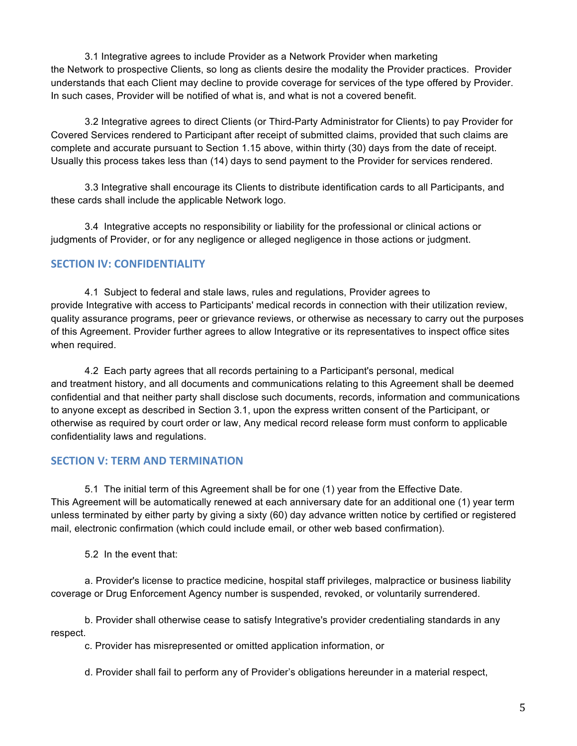3.1 Integrative agrees to include Provider as a Network Provider when marketing the Network to prospective Clients, so long as clients desire the modality the Provider practices. Provider understands that each Client may decline to provide coverage for services of the type offered by Provider. In such cases, Provider will be notified of what is, and what is not a covered benefit.

3.2 Integrative agrees to direct Clients (or Third-Party Administrator for Clients) to pay Provider for Covered Services rendered to Participant after receipt of submitted claims, provided that such claims are complete and accurate pursuant to Section 1.15 above, within thirty (30) days from the date of receipt. Usually this process takes less than (14) days to send payment to the Provider for services rendered.

3.3 Integrative shall encourage its Clients to distribute identification cards to all Participants, and these cards shall include the applicable Network logo.

3.4 Integrative accepts no responsibility or liability for the professional or clinical actions or judgments of Provider, or for any negligence or alleged negligence in those actions or judgment.

## SECTION IV: CONFIDENTIALITY

4.1 Subject to federal and stale laws, rules and regulations, Provider agrees to provide Integrative with access to Participants' medical records in connection with their utilization review, quality assurance programs, peer or grievance reviews, or otherwise as necessary to carry out the purposes of this Agreement. Provider further agrees to allow Integrative or its representatives to inspect office sites when required.

4.2 Each party agrees that all records pertaining to a Participant's personal, medical and treatment history, and all documents and communications relating to this Agreement shall be deemed confidential and that neither party shall disclose such documents, records, information and communications to anyone except as described in Section 3.1, upon the express written consent of the Participant, or otherwise as required by court order or law, Any medical record release form must conform to applicable confidentiality laws and regulations.

## SECTION V: TERM AND TERMINATION

5.1 The initial term of this Agreement shall be for one (1) year from the Effective Date. This Agreement will be automatically renewed at each anniversary date for an additional one (1) year term unless terminated by either party by giving a sixty (60) day advance written notice by certified or registered mail, electronic confirmation (which could include email, or other web based confirmation).

5.2 In the event that:

a. Provider's license to practice medicine, hospital staff privileges, malpractice or business liability coverage or Drug Enforcement Agency number is suspended, revoked, or voluntarily surrendered.

b. Provider shall otherwise cease to satisfy Integrative's provider credentialing standards in any respect.

c. Provider has misrepresented or omitted application information, or

d. Provider shall fail to perform any of Provider's obligations hereunder in a material respect,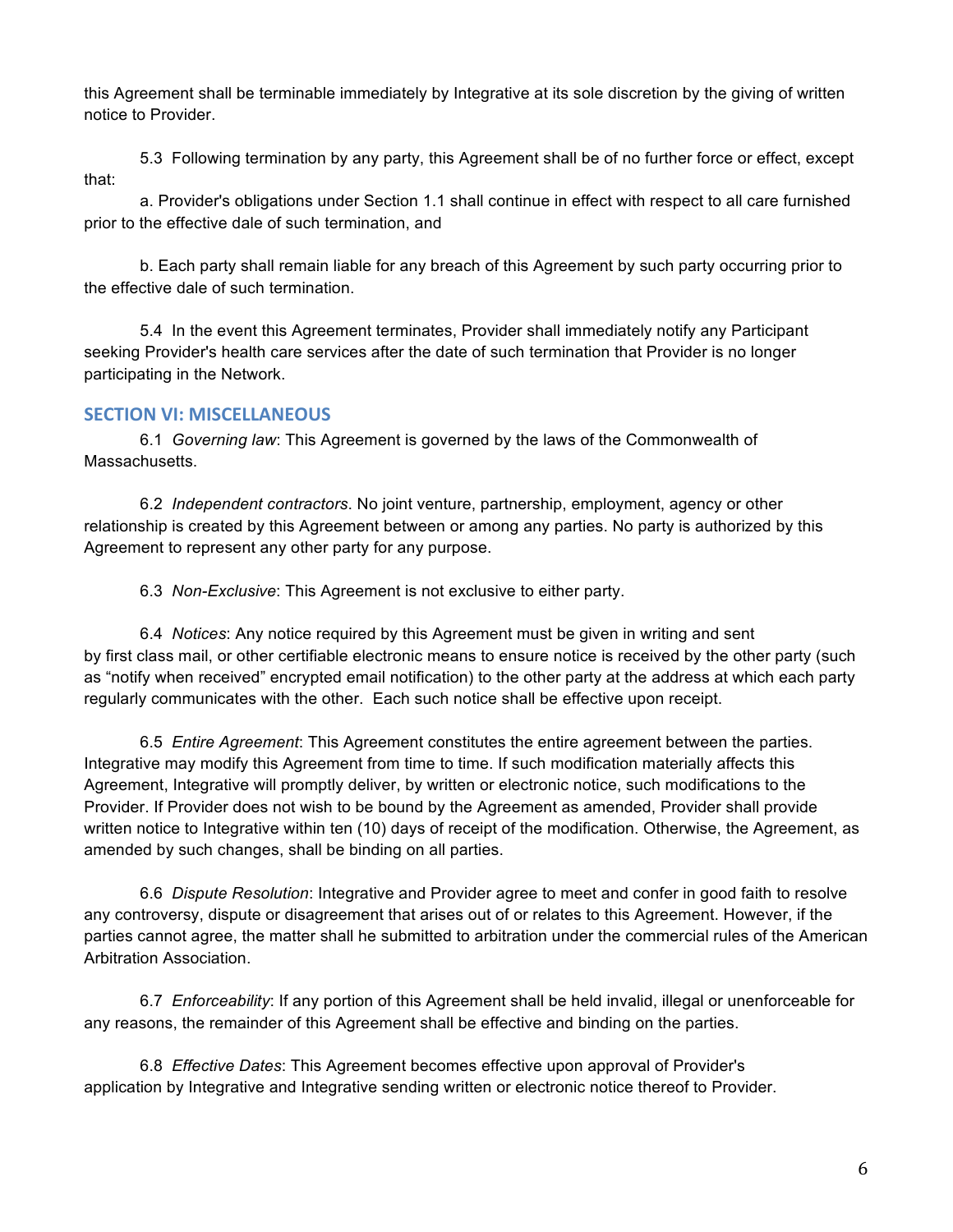this Agreement shall be terminable immediately by Integrative at its sole discretion by the giving of written notice to Provider.

5.3 Following termination by any party, this Agreement shall be of no further force or effect, except that:

a. Provider's obligations under Section 1.1 shall continue in effect with respect to all care furnished prior to the effective dale of such termination, and

b. Each party shall remain liable for any breach of this Agreement by such party occurring prior to the effective dale of such termination.

5.4 In the event this Agreement terminates, Provider shall immediately notify any Participant seeking Provider's health care services after the date of such termination that Provider is no longer participating in the Network.

## SECTION VI: MISCELLANEOUS

6.1 *Governing law*: This Agreement is governed by the laws of the Commonwealth of Massachusetts.

6.2 *Independent contractors*. No joint venture, partnership, employment, agency or other relationship is created by this Agreement between or among any parties. No party is authorized by this Agreement to represent any other party for any purpose.

6.3 *Non-Exclusive*: This Agreement is not exclusive to either party.

6.4 *Notices*: Any notice required by this Agreement must be given in writing and sent by first class mail, or other certifiable electronic means to ensure notice is received by the other party (such as "notify when received" encrypted email notification) to the other party at the address at which each party regularly communicates with the other. Each such notice shall be effective upon receipt.

6.5 *Entire Agreement*: This Agreement constitutes the entire agreement between the parties. Integrative may modify this Agreement from time to time. If such modification materially affects this Agreement, Integrative will promptly deliver, by written or electronic notice, such modifications to the Provider. If Provider does not wish to be bound by the Agreement as amended, Provider shall provide written notice to Integrative within ten (10) days of receipt of the modification. Otherwise, the Agreement, as amended by such changes, shall be binding on all parties.

6.6 *Dispute Resolution*: Integrative and Provider agree to meet and confer in good faith to resolve any controversy, dispute or disagreement that arises out of or relates to this Agreement. However, if the parties cannot agree, the matter shall he submitted to arbitration under the commercial rules of the American Arbitration Association.

6.7 *Enforceability*: If any portion of this Agreement shall be held invalid, illegal or unenforceable for any reasons, the remainder of this Agreement shall be effective and binding on the parties.

6.8 *Effective Dates*: This Agreement becomes effective upon approval of Provider's application by Integrative and Integrative sending written or electronic notice thereof to Provider.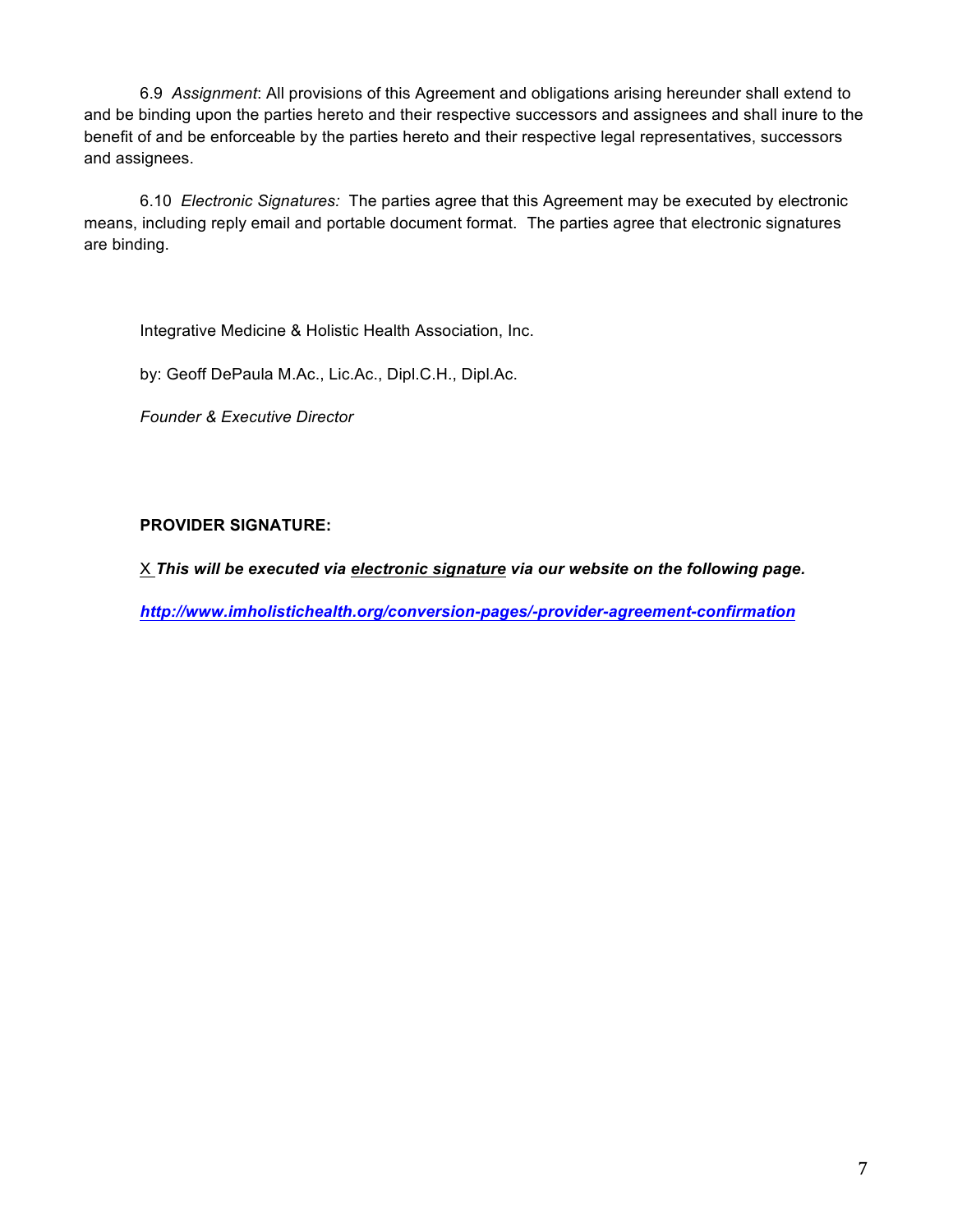6.9 *Assignment*: All provisions of this Agreement and obligations arising hereunder shall extend to and be binding upon the parties hereto and their respective successors and assignees and shall inure to the benefit of and be enforceable by the parties hereto and their respective legal representatives, successors and assignees.

6.10 *Electronic Signatures:* The parties agree that this Agreement may be executed by electronic means, including reply email and portable document format. The parties agree that electronic signatures are binding.

Integrative Medicine & Holistic Health Association, Inc.

by: Geoff DePaula M.Ac., Lic.Ac., Dipl.C.H., Dipl.Ac.

*Founder & Executive Director*

**PROVIDER SIGNATURE:**

X ***This will be executed via electronic signature via our website on the following page.***

***http://www.imholistichealth.org/conversion-pages/-provider-agreement-confirmation***